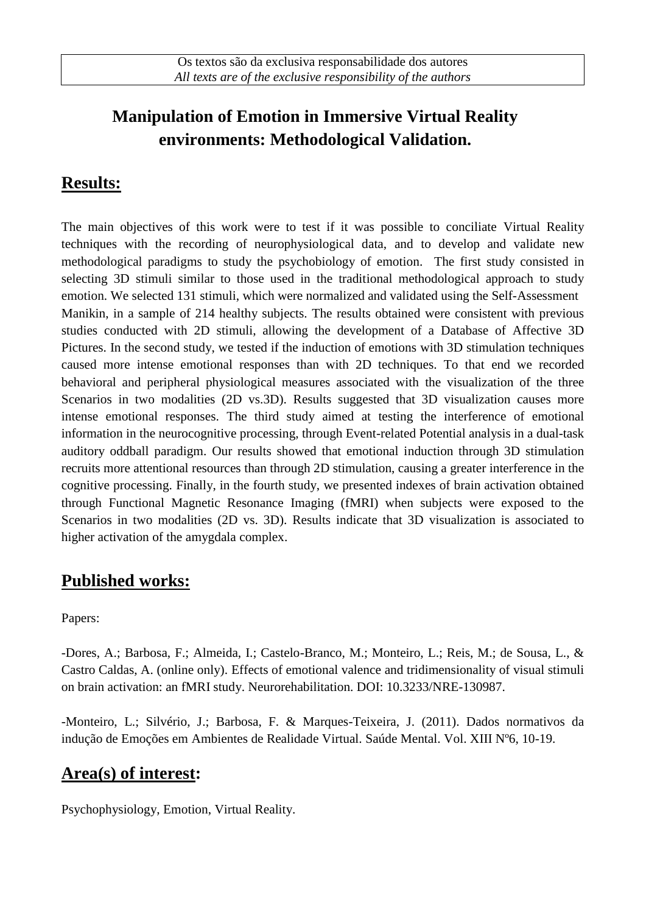Os textos são da exclusiva responsabilidade dos autores
*All texts are of the exclusive responsibility of the authors*

# Manipulation of Emotion in Immersive Virtual Reality environments: Methodological Validation.

## Results:

The main objectives of this work were to test if it was possible to conciliate Virtual Reality techniques with the recording of neurophysiological data, and to develop and validate new methodological paradigms to study the psychobiology of emotion. The first study consisted in selecting 3D stimuli similar to those used in the traditional methodological approach to study emotion. We selected 131 stimuli, which were normalized and validated using the Self-Assessment Manikin, in a sample of 214 healthy subjects. The results obtained were consistent with previous studies conducted with 2D stimuli, allowing the development of a Database of Affective 3D Pictures. In the second study, we tested if the induction of emotions with 3D stimulation techniques caused more intense emotional responses than with 2D techniques. To that end we recorded behavioral and peripheral physiological measures associated with the visualization of the three Scenarios in two modalities (2D vs.3D). Results suggested that 3D visualization causes more intense emotional responses. The third study aimed at testing the interference of emotional information in the neurocognitive processing, through Event-related Potential analysis in a dual-task auditory oddball paradigm. Our results showed that emotional induction through 3D stimulation recruits more attentional resources than through 2D stimulation, causing a greater interference in the cognitive processing. Finally, in the fourth study, we presented indexes of brain activation obtained through Functional Magnetic Resonance Imaging (fMRI) when subjects were exposed to the Scenarios in two modalities (2D vs. 3D). Results indicate that 3D visualization is associated to higher activation of the amygdala complex.

## Published works:

Papers:

-Dores, A.; Barbosa, F.; Almeida, I.; Castelo-Branco, M.; Monteiro, L.; Reis, M.; de Sousa, L., & Castro Caldas, A. (online only). Effects of emotional valence and tridimensionality of visual stimuli on brain activation: an fMRI study. Neurorehabilitation. DOI: 10.3233/NRE-130987.

-Monteiro, L.; Silvério, J.; Barbosa, F. & Marques-Teixeira, J. (2011). Dados normativos da indução de Emoções em Ambientes de Realidade Virtual. Saúde Mental. Vol. XIII Nº6, 10-19.

## Area(s) of interest:

Psychophysiology, Emotion, Virtual Reality.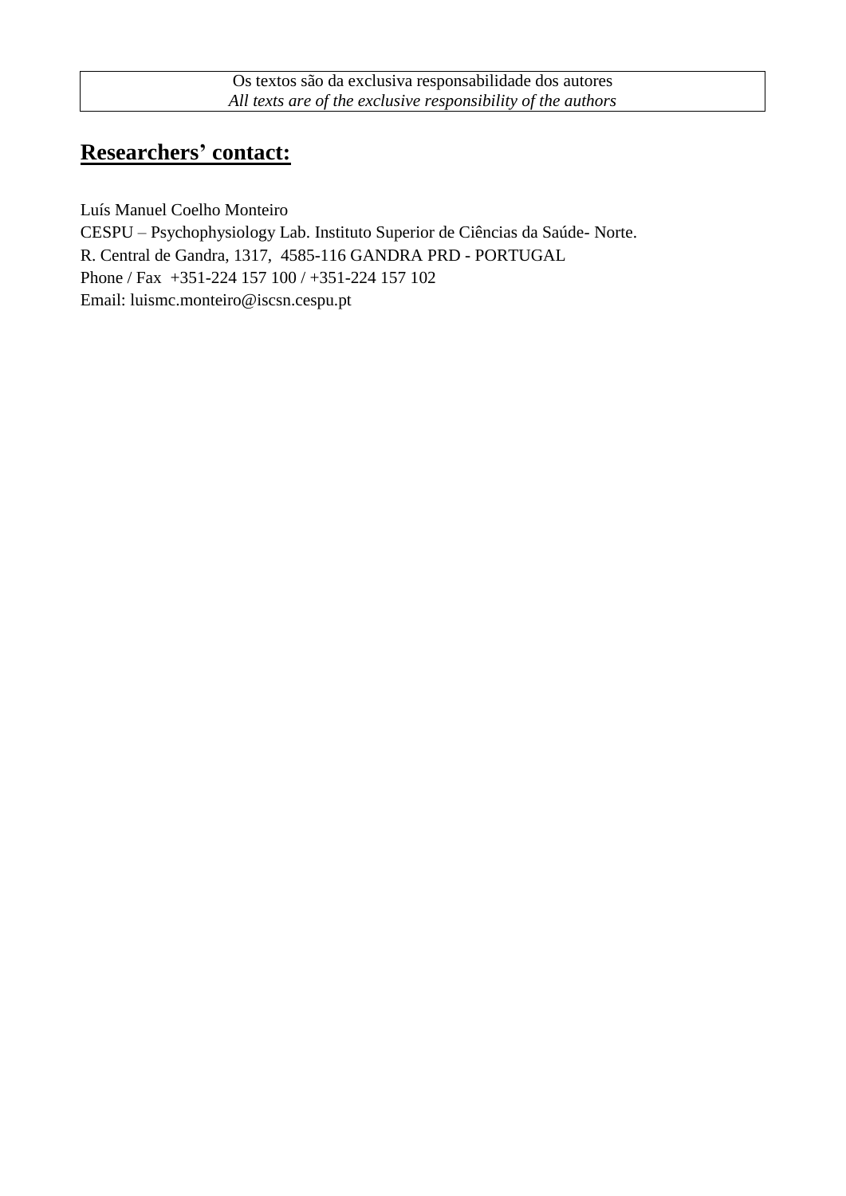Os textos são da exclusiva responsabilidade dos autores
*All texts are of the exclusive responsibility of the authors*

## **Researchers' contact:**

Luís Manuel Coelho Monteiro
CESPU – Psychophysiology Lab. Instituto Superior de Ciências da Saúde- Norte.
R. Central de Gandra, 1317, 4585-116 GANDRA PRD - PORTUGAL
Phone / Fax +351-224 157 100 / +351-224 157 102
Email: luismc.monteiro@iscsn.cespu.pt